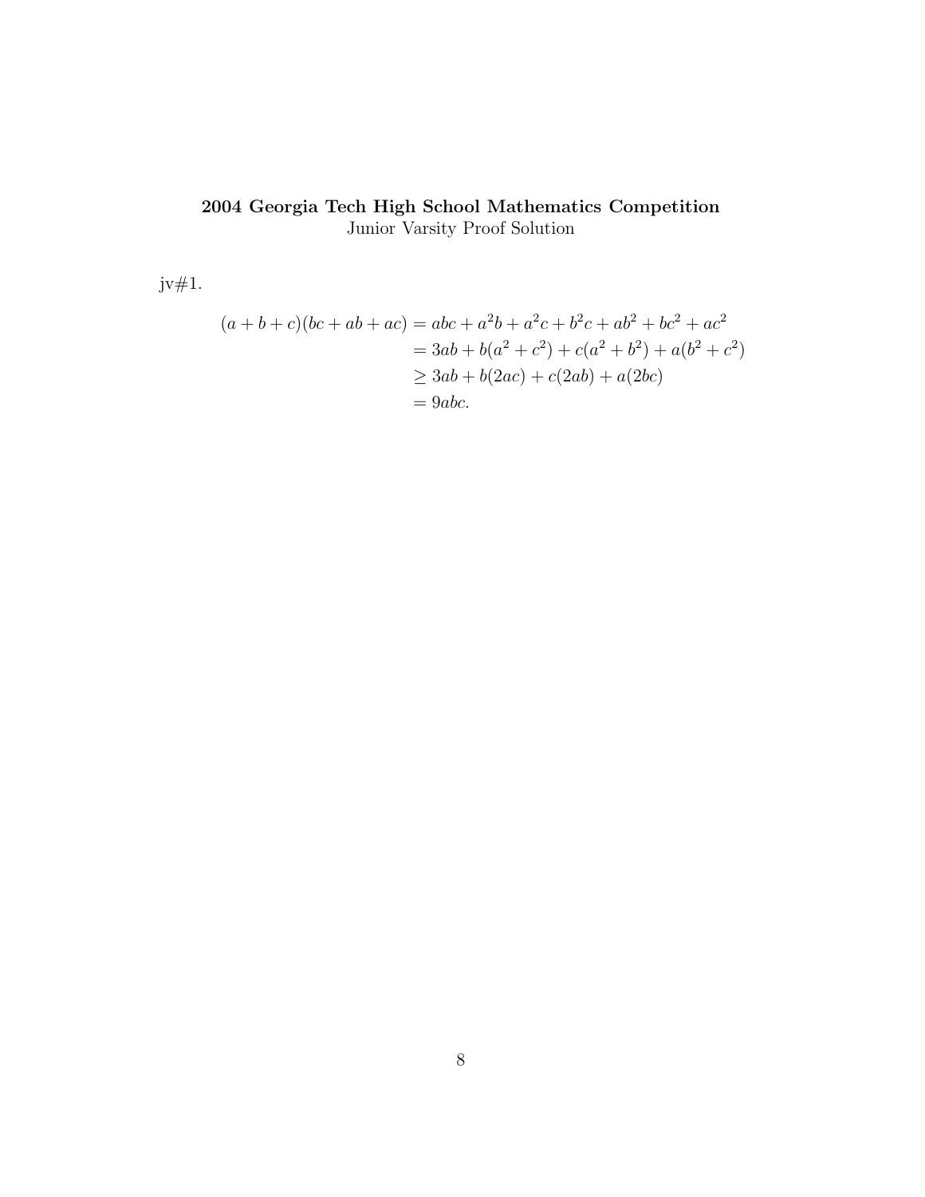**2004 Georgia Tech High School Mathematics Competition**

Junior Varsity Proof Solution

jv#1.

$$
\begin{aligned}
(a+b+c)(bc+ab+ac) &= abc + a^2b + a^2c + b^2c + ab^2 + bc^2 + ac^2 \\
&= 3ab + b(a^2+c^2) + c(a^2+b^2) + a(b^2+c^2) \\
&\geq 3ab + b(2ac) + c(2ab) + a(2bc) \\
&= 9abc.
\end{aligned}
$$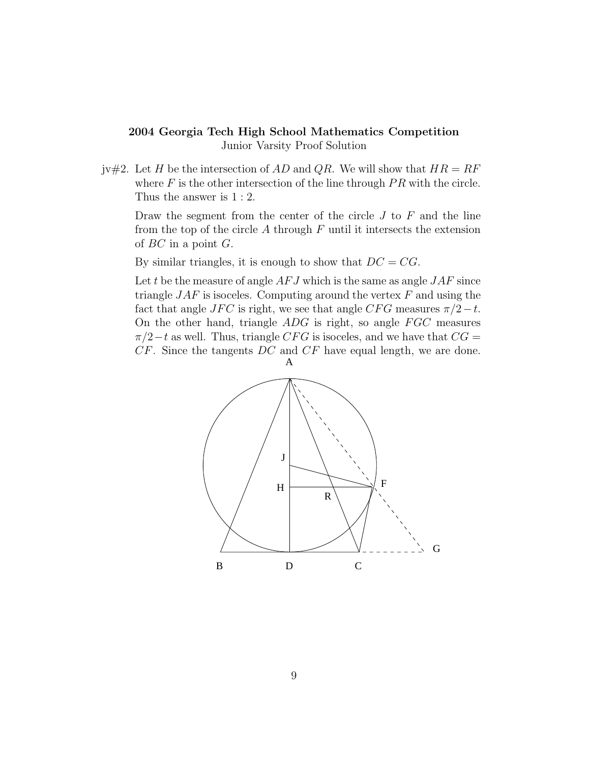**2004 Georgia Tech High School Mathematics Competition**
Junior Varsity Proof Solution

jv#2. Let $H$ be the intersection of $AD$ and $QR$. We will show that $HR = RF$ where $F$ is the other intersection of the line through $PR$ with the circle. Thus the answer is $1 : 2$.

Draw the segment from the center of the circle $J$ to $F$ and the line from the top of the circle $A$ through $F$ until it intersects the extension of $BC$ in a point $G$.

By similar triangles, it is enough to show that $DC = CG$.

Let $t$ be the measure of angle $AFJ$ which is the same as angle $JAF$ since triangle $JAF$ is isoceles. Computing around the vertex $F$ and using the fact that angle $JFC$ is right, we see that angle $CFG$ measures $\pi/2 - t$. On the other hand, triangle $ADG$ is right, so angle $FGC$ measures $\pi/2 - t$ as well. Thus, triangle $CFG$ is isoceles, and we have that $CG = CF$. Since the tangents $DC$ and $CF$ have equal length, we are done.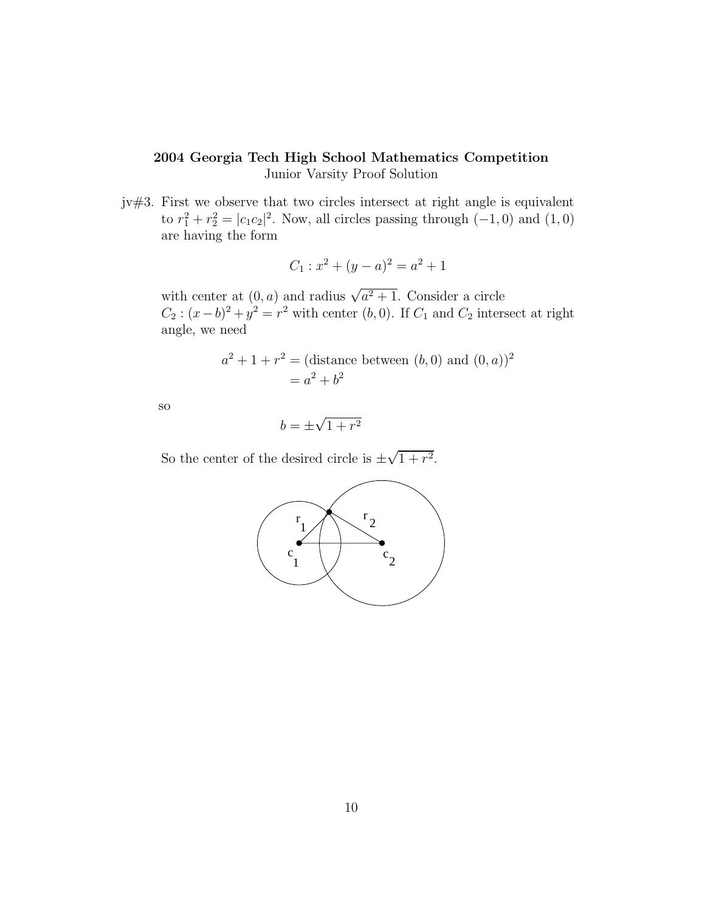**2004 Georgia Tech High School Mathematics Competition**
Junior Varsity Proof Solution

jv#3. First we observe that two circles intersect at right angle is equivalent to $r_1^2 + r_2^2 = |c_1c_2|^2$. Now, all circles passing through $(-1, 0)$ and $(1, 0)$ are having the form

$$C_1 : x^2 + (y - a)^2 = a^2 + 1$$

with center at $(0, a)$ and radius $\sqrt{a^2 + 1}$. Consider a circle $C_2 : (x - b)^2 + y^2 = r^2$ with center $(b, 0)$. If $C_1$ and $C_2$ intersect at right angle, we need

$$\begin{aligned} a^2 + 1 + r^2 &= (\text{distance between } (b, 0) \text{ and } (0, a))^2 \\ &= a^2 + b^2 \end{aligned}$$

so

$$b = \pm\sqrt{1 + r^2}$$

So the center of the desired circle is $\pm\sqrt{1 + r^2}$.

r 1

r 2

c 1

c 2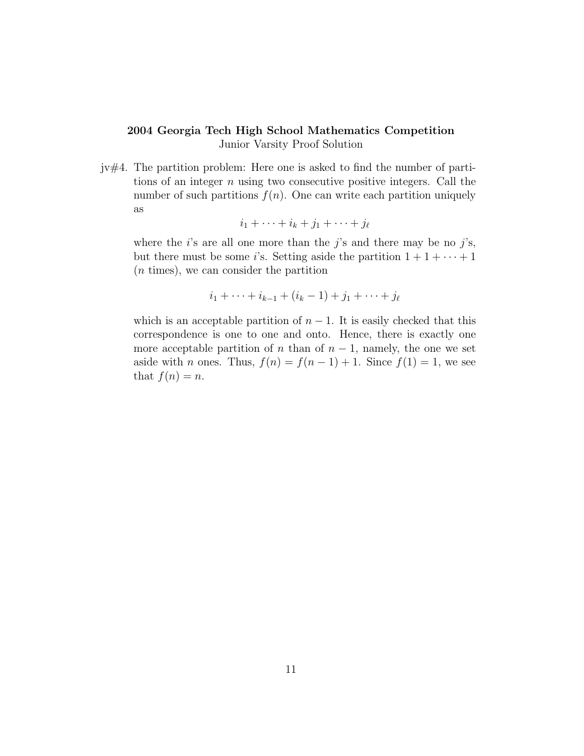**2004 Georgia Tech High School Mathematics Competition**
Junior Varsity Proof Solution

jv#4. The partition problem: Here one is asked to find the number of partitions of an integer $n$ using two consecutive positive integers. Call the number of such partitions $f(n)$. One can write each partition uniquely as

$$i_1 + \cdots + i_k + j_1 + \cdots + j_\ell$$

where the $i$'s are all one more than the $j$'s and there may be no $j$'s, but there must be some $i$'s. Setting aside the partition $1 + 1 + \cdots + 1$ ($n$ times), we can consider the partition

$$i_1 + \cdots + i_{k-1} + (i_k - 1) + j_1 + \cdots + j_\ell$$

which is an acceptable partition of $n - 1$. It is easily checked that this correspondence is one to one and onto. Hence, there is exactly one more acceptable partition of $n$ than of $n - 1$, namely, the one we set aside with $n$ ones. Thus, $f(n) = f(n - 1) + 1$. Since $f(1) = 1$, we see that $f(n) = n$.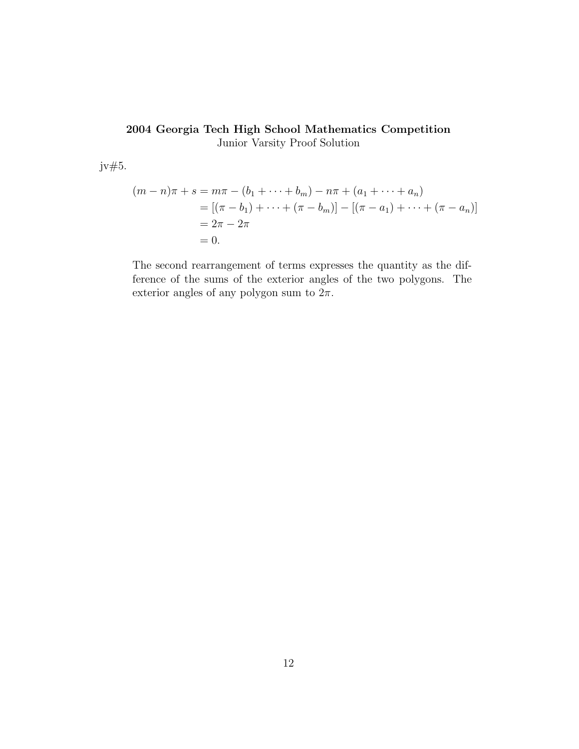**2004 Georgia Tech High School Mathematics Competition**

Junior Varsity Proof Solution

jv#5.

$$
\begin{aligned}
(m-n)\pi + s &= m\pi - (b_1 + \cdots + b_m) - n\pi + (a_1 + \cdots + a_n) \\
&= [(\pi - b_1) + \cdots + (\pi - b_m)] - [(\pi - a_1) + \cdots + (\pi - a_n)] \\
&= 2\pi - 2\pi \\
&= 0.
\end{aligned}
$$

The second rearrangement of terms expresses the quantity as the difference of the sums of the exterior angles of the two polygons. The exterior angles of any polygon sum to $2\pi$.